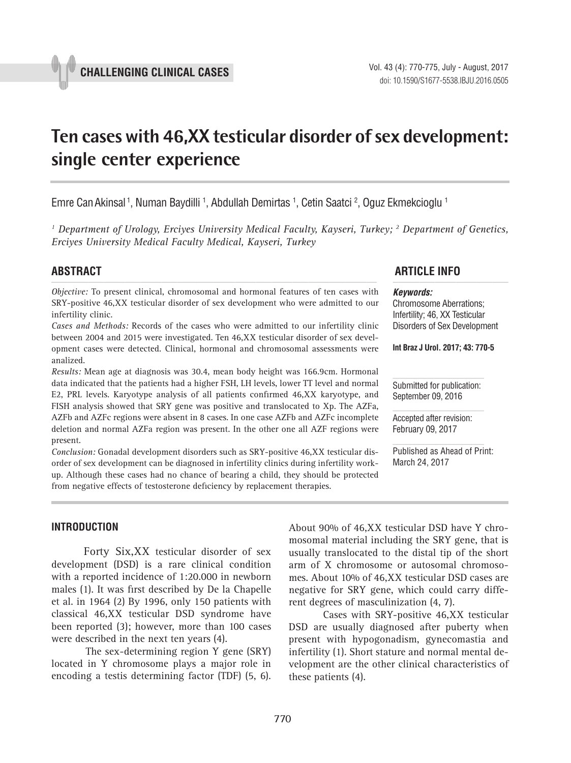CHALLENGING CLINICAL CASES

# Ten cases with 46,XX testicular disorder of sex development: single center experience

Emre Can Akinsal [1], Numan Baydilli [1], Abdullah Demirtas [1], Cetin Saatci [2], Oguz Ekmekcioglu [1]

*[1] Department of Urology, Erciyes University Medical Faculty, Kayseri, Turkey; [2] Department of Genetics, Erciyes University Medical Faculty Medical, Kayseri, Turkey*

## ABSTRACT

*Objective:* To present clinical, chromosomal and hormonal features of ten cases with SRY-positive 46,XX testicular disorder of sex development who were admitted to our infertility clinic.

*Cases and Methods:* Records of the cases who were admitted to our infertility clinic between 2004 and 2015 were investigated. Ten 46,XX testicular disorder of sex development cases were detected. Clinical, hormonal and chromosomal assessments were analized.

*Results:* Mean age at diagnosis was 30.4, mean body height was 166.9cm. Hormonal data indicated that the patients had a higher FSH, LH levels, lower TT level and normal E2, PRL levels. Karyotype analysis of all patients confirmed 46,XX karyotype, and FISH analysis showed that SRY gene was positive and translocated to Xp. The AZFa, AZFb and AZFc regions were absent in 8 cases. In one case AZFb and AZFc incomplete deletion and normal AZFa region was present. In the other one all AZF regions were present.

*Conclusion:* Gonadal development disorders such as SRY-positive 46,XX testicular disorder of sex development can be diagnosed in infertility clinics during infertility work-up. Although these cases had no chance of bearing a child, they should be protected from negative effects of testosterone deficiency by replacement therapies.

## ARTICLE INFO

***Keywords:***
Chromosome Aberrations; Infertility; 46, XX Testicular Disorders of Sex Development

**Int Braz J Urol. 2017; 43: 770-5**

Submitted for publication: September 09, 2016

Accepted after revision: February 09, 2017

Published as Ahead of Print: March 24, 2017

## INTRODUCTION

Forty Six,XX testicular disorder of sex development (DSD) is a rare clinical condition with a reported incidence of 1:20.000 in newborn males (1). It was first described by De la Chapelle et al. in 1964 (2) By 1996, only 150 patients with classical 46,XX testicular DSD syndrome have been reported (3); however, more than 100 cases were described in the next ten years (4).

The sex-determining region Y gene (SRY) located in Y chromosome plays a major role in encoding a testis determining factor (TDF) (5, 6). About 90% of 46,XX testicular DSD have Y chromosomal material including the SRY gene, that is usually translocated to the distal tip of the short arm of X chromosome or autosomal chromosomes. About 10% of 46,XX testicular DSD cases are negative for SRY gene, which could carry different degrees of masculinization (4, 7).

Cases with SRY-positive 46,XX testicular DSD are usually diagnosed after puberty when present with hypogonadism, gynecomastia and infertility (1). Short stature and normal mental development are the other clinical characteristics of these patients (4).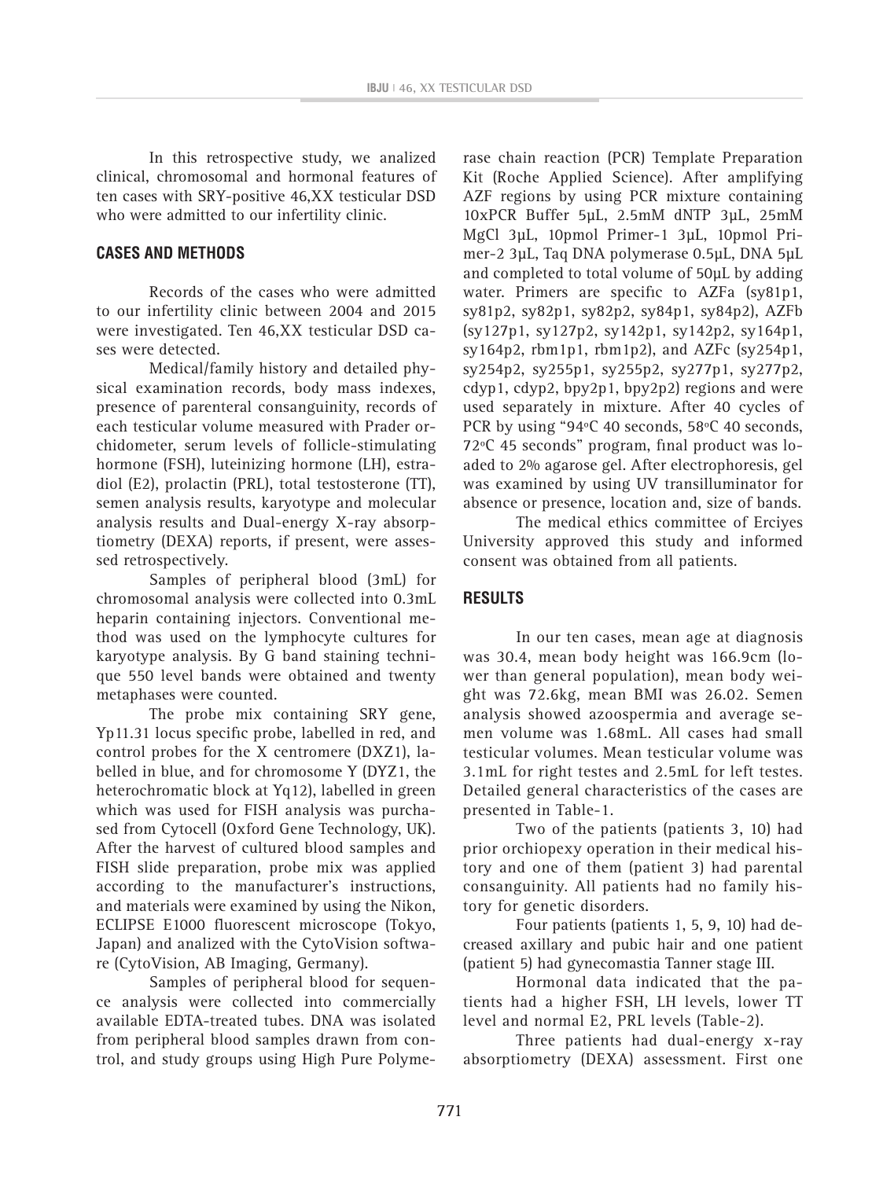In this retrospective study, we analized clinical, chromosomal and hormonal features of ten cases with SRY-positive 46,XX testicular DSD who were admitted to our infertility clinic.

## CASES AND METHODS

Records of the cases who were admitted to our infertility clinic between 2004 and 2015 were investigated. Ten 46,XX testicular DSD cases were detected.

Medical/family history and detailed physical examination records, body mass indexes, presence of parenteral consanguinity, records of each testicular volume measured with Prader orchidometer, serum levels of follicle-stimulating hormone (FSH), luteinizing hormone (LH), estradiol (E2), prolactin (PRL), total testosterone (TT), semen analysis results, karyotype and molecular analysis results and Dual-energy X-ray absorptiometry (DEXA) reports, if present, were assessed retrospectively.

Samples of peripheral blood (3mL) for chromosomal analysis were collected into 0.3mL heparin containing injectors. Conventional method was used on the lymphocyte cultures for karyotype analysis. By G band staining technique 550 level bands were obtained and twenty metaphases were counted.

The probe mix containing SRY gene, Yp11.31 locus specific probe, labelled in red, and control probes for the X centromere (DXZ1), labelled in blue, and for chromosome Y (DYZ1, the heterochromatic block at Yq12), labelled in green which was used for FISH analysis was purchased from Cytocell (Oxford Gene Technology, UK). After the harvest of cultured blood samples and FISH slide preparation, probe mix was applied according to the manufacturer's instructions, and materials were examined by using the Nikon, ECLIPSE E1000 fluorescent microscope (Tokyo, Japan) and analized with the CytoVision software (CytoVision, AB Imaging, Germany).

Samples of peripheral blood for sequence analysis were collected into commercially available EDTA-treated tubes. DNA was isolated from peripheral blood samples drawn from control, and study groups using High Pure Polymerase chain reaction (PCR) Template Preparation Kit (Roche Applied Science). After amplifying AZF regions by using PCR mixture containing 10xPCR Buffer 5µL, 2.5mM dNTP 3µL, 25mM MgCl 3µL, 10pmol Primer-1 3µL, 10pmol Primer-2 3µL, Taq DNA polymerase 0.5µL, DNA 5µL and completed to total volume of 50µL by adding water. Primers are specific to AZFa (sy81p1, sy81p2, sy82p1, sy82p2, sy84p1, sy84p2), AZFb (sy127p1, sy127p2, sy142p1, sy142p2, sy164p1, sy164p2, rbm1p1, rbm1p2), and AZFc (sy254p1, sy254p2, sy255p1, sy255p2, sy277p1, sy277p2, cdyp1, cdyp2, bpy2p1, bpy2p2) regions and were used separately in mixture. After 40 cycles of PCR by using "94°C 40 seconds, 58°C 40 seconds, 72°C 45 seconds" program, final product was loaded to 2% agarose gel. After electrophoresis, gel was examined by using UV transilluminator for absence or presence, location and, size of bands.

The medical ethics committee of Erciyes University approved this study and informed consent was obtained from all patients.

## RESULTS

In our ten cases, mean age at diagnosis was 30.4, mean body height was 166.9cm (lower than general population), mean body weight was 72.6kg, mean BMI was 26.02. Semen analysis showed azoospermia and average semen volume was 1.68mL. All cases had small testicular volumes. Mean testicular volume was 3.1mL for right testes and 2.5mL for left testes. Detailed general characteristics of the cases are presented in Table-1.

Two of the patients (patients 3, 10) had prior orchiopexy operation in their medical history and one of them (patient 3) had parental consanguinity. All patients had no family history for genetic disorders.

Four patients (patients 1, 5, 9, 10) had decreased axillary and pubic hair and one patient (patient 5) had gynecomastia Tanner stage III.

Hormonal data indicated that the patients had a higher FSH, LH levels, lower TT level and normal E2, PRL levels (Table-2).

Three patients had dual-energy x-ray absorptiometry (DEXA) assessment. First one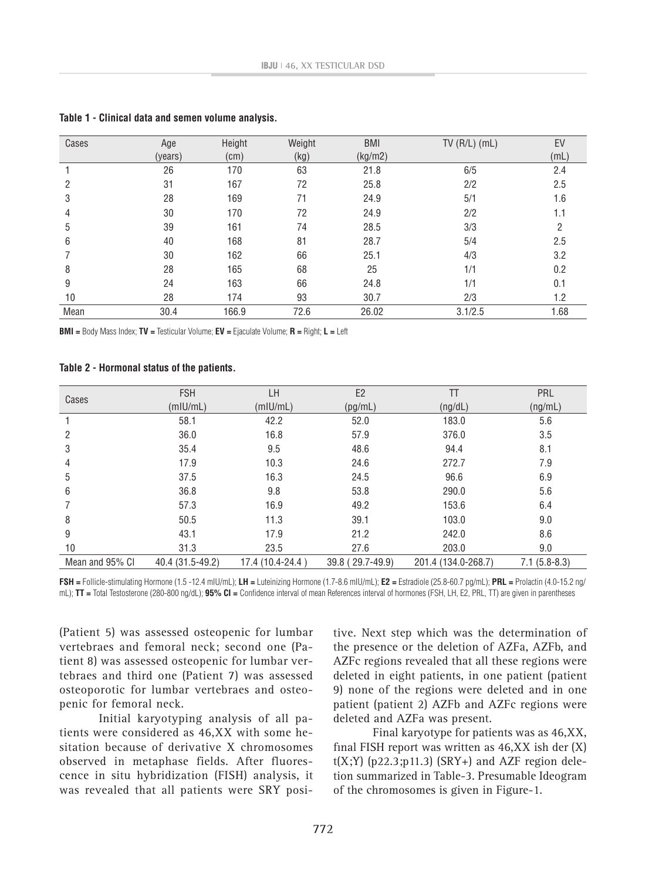**Table 1 - Clinical data and semen volume analysis.**

| Cases | Age (years) | Height (cm) | Weight (kg) | BMI (kg/m2) | TV (R/L) (mL) | EV (mL) |
|---|---|---|---|---|---|---|
| 1 | 26 | 170 | 63 | 21.8 | 6/5 | 2.4 |
| 2 | 31 | 167 | 72 | 25.8 | 2/2 | 2.5 |
| 3 | 28 | 169 | 71 | 24.9 | 5/1 | 1.6 |
| 4 | 30 | 170 | 72 | 24.9 | 2/2 | 1.1 |
| 5 | 39 | 161 | 74 | 28.5 | 3/3 | 2 |
| 6 | 40 | 168 | 81 | 28.7 | 5/4 | 2.5 |
| 7 | 30 | 162 | 66 | 25.1 | 4/3 | 3.2 |
| 8 | 28 | 165 | 68 | 25 | 1/1 | 0.2 |
| 9 | 24 | 163 | 66 | 24.8 | 1/1 | 0.1 |
| 10 | 28 | 174 | 93 | 30.7 | 2/3 | 1.2 |
| Mean | 30.4 | 166.9 | 72.6 | 26.02 | 3.1/2.5 | 1.68 |

**BMI =** Body Mass Index; **TV =** Testicular Volume; **EV =** Ejaculate Volume; **R =** Right; **L =** Left

**Table 2 - Hormonal status of the patients.**

| Cases | FSH (mIU/mL) | LH (mIU/mL) | E2 (pg/mL) | TT (ng/dL) | PRL (ng/mL) |
|---|---|---|---|---|---|
| 1 | 58.1 | 42.2 | 52.0 | 183.0 | 5.6 |
| 2 | 36.0 | 16.8 | 57.9 | 376.0 | 3.5 |
| 3 | 35.4 | 9.5 | 48.6 | 94.4 | 8.1 |
| 4 | 17.9 | 10.3 | 24.6 | 272.7 | 7.9 |
| 5 | 37.5 | 16.3 | 24.5 | 96.6 | 6.9 |
| 6 | 36.8 | 9.8 | 53.8 | 290.0 | 5.6 |
| 7 | 57.3 | 16.9 | 49.2 | 153.6 | 6.4 |
| 8 | 50.5 | 11.3 | 39.1 | 103.0 | 9.0 |
| 9 | 43.1 | 17.9 | 21.2 | 242.0 | 8.6 |
| 10 | 31.3 | 23.5 | 27.6 | 203.0 | 9.0 |
| Mean and 95% CI | 40.4 (31.5-49.2) | 17.4 (10.4-24.4 ) | 39.8 ( 29.7-49.9) | 201.4 (134.0-268.7) | 7.1 (5.8-8.3) |

**FSH =** Follicle-stimulating Hormone (1.5 -12.4 mIU/mL); **LH =** Luteinizing Hormone (1.7-8.6 mIU/mL); **E2 =** Estradiole (25.8-60.7 pg/mL); **PRL =** Prolactin (4.0-15.2 ng/mL); **TT =** Total Testosterone (280-800 ng/dL); **95% CI =** Confidence interval of mean References interval of hormones (FSH, LH, E2, PRL, TT) are given in parentheses

(Patient 5) was assessed osteopenic for lumbar vertebraes and femoral neck; second one (Patient 8) was assessed osteopenic for lumbar vertebraes and third one (Patient 7) was assessed osteoporotic for lumbar vertebraes and osteopenic for femoral neck.

Initial karyotyping analysis of all patients were considered as 46,XX with some hesitation because of derivative X chromosomes observed in metaphase fields. After fluorescence in situ hybridization (FISH) analysis, it was revealed that all patients were SRY positive. Next step which was the determination of the presence or the deletion of AZFa, AZFb, and AZFc regions revealed that all these regions were deleted in eight patients, in one patient (patient 9) none of the regions were deleted and in one patient (patient 2) AZFb and AZFc regions were deleted and AZFa was present.

Final karyotype for patients was as 46,XX, final FISH report was written as 46,XX ish der (X) t(X;Y) (p22.3;p11.3) (SRY+) and AZF region deletion summarized in Table-3. Presumable Ideogram of the chromosomes is given in Figure-1.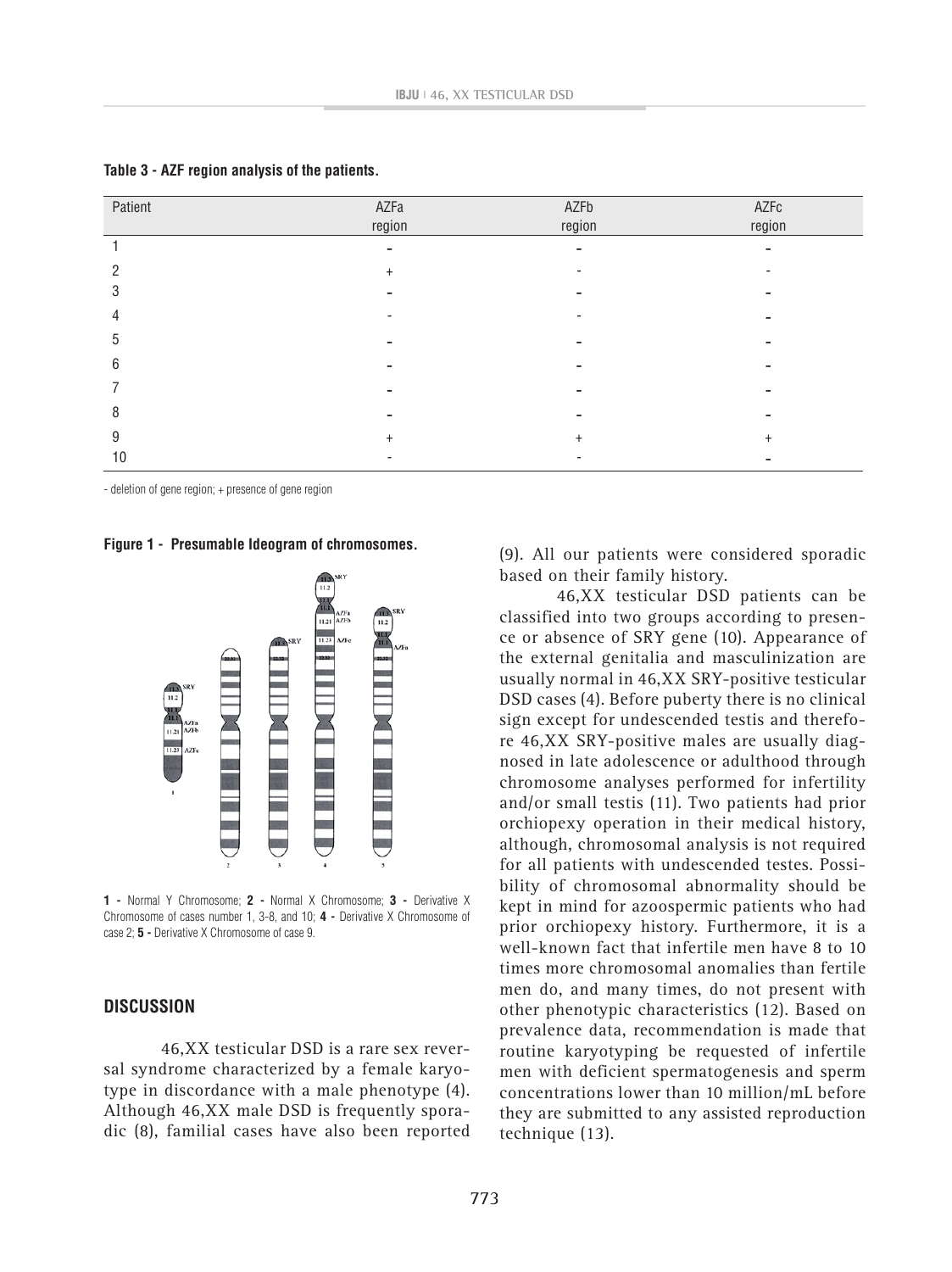**Table 3 - AZF region analysis of the patients.**

| Patient | AZFa region | AZFb region | AZFc region |
|---|---|---|---|
| 1 | - | - | - |
| 2 | + | - | - |
| 3 | - | - | - |
| 4 | - | - | - |
| 5 | - | - | - |
| 6 | - | - | - |
| 7 | - | - | - |
| 8 | - | - | - |
| 9 | + | + | + |
| 10 | - | - | - |

- deletion of gene region; + presence of gene region

**Figure 1 - Presumable Ideogram of chromosomes.**

**1 -** Normal Y Chromosome; **2 -** Normal X Chromosome; **3 -** Derivative X Chromosome of cases number 1, 3-8, and 10; **4 -** Derivative X Chromosome of case 2; **5 -** Derivative X Chromosome of case 9.

## DISCUSSION

46,XX testicular DSD is a rare sex reversal syndrome characterized by a female karyotype in discordance with a male phenotype (4). Although 46,XX male DSD is frequently sporadic (8), familial cases have also been reported (9). All our patients were considered sporadic based on their family history.

46,XX testicular DSD patients can be classified into two groups according to presence or absence of SRY gene (10). Appearance of the external genitalia and masculinization are usually normal in 46,XX SRY-positive testicular DSD cases (4). Before puberty there is no clinical sign except for undescended testis and therefore 46,XX SRY-positive males are usually diagnosed in late adolescence or adulthood through chromosome analyses performed for infertility and/or small testis (11). Two patients had prior orchiopexy operation in their medical history, although, chromosomal analysis is not required for all patients with undescended testes. Possibility of chromosomal abnormality should be kept in mind for azoospermic patients who had prior orchiopexy history. Furthermore, it is a well-known fact that infertile men have 8 to 10 times more chromosomal anomalies than fertile men do, and many times, do not present with other phenotypic characteristics (12). Based on prevalence data, recommendation is made that routine karyotyping be requested of infertile men with deficient spermatogenesis and sperm concentrations lower than 10 million/mL before they are submitted to any assisted reproduction technique (13).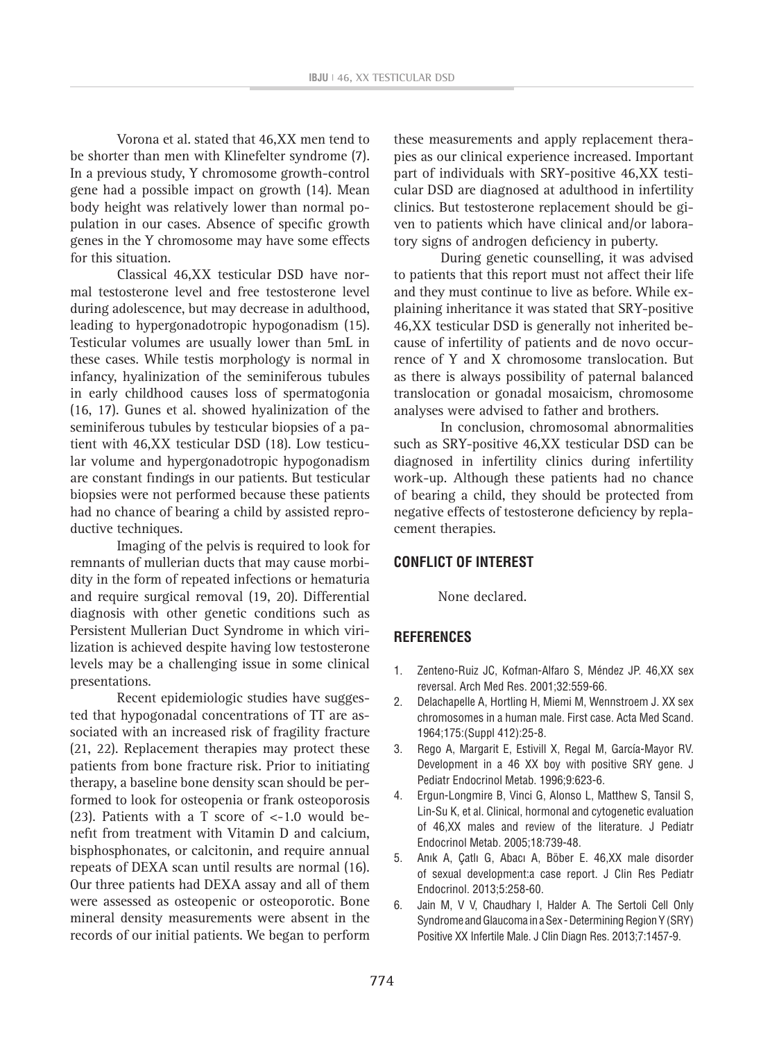Vorona et al. stated that 46,XX men tend to be shorter than men with Klinefelter syndrome (7). In a previous study, Y chromosome growth-control gene had a possible impact on growth (14). Mean body height was relatively lower than normal population in our cases. Absence of specific growth genes in the Y chromosome may have some effects for this situation.

Classical 46,XX testicular DSD have normal testosterone level and free testosterone level during adolescence, but may decrease in adulthood, leading to hypergonadotropic hypogonadism (15). Testicular volumes are usually lower than 5mL in these cases. While testis morphology is normal in infancy, hyalinization of the seminiferous tubules in early childhood causes loss of spermatogonia (16, 17). Gunes et al. showed hyalinization of the seminiferous tubules by testıcular biopsies of a patient with 46,XX testicular DSD (18). Low testicular volume and hypergonadotropic hypogonadism are constant fındings in our patients. But testicular biopsies were not performed because these patients had no chance of bearing a child by assisted reproductive techniques.

Imaging of the pelvis is required to look for remnants of mullerian ducts that may cause morbidity in the form of repeated infections or hematuria and require surgical removal (19, 20). Differential diagnosis with other genetic conditions such as Persistent Mullerian Duct Syndrome in which virilization is achieved despite having low testosterone levels may be a challenging issue in some clinical presentations.

Recent epidemiologic studies have suggested that hypogonadal concentrations of TT are associated with an increased risk of fragility fracture (21, 22). Replacement therapies may protect these patients from bone fracture risk. Prior to initiating therapy, a baseline bone density scan should be performed to look for osteopenia or frank osteoporosis (23). Patients with a T score of <-1.0 would benefıt from treatment with Vitamin D and calcium, bisphosphonates, or calcitonin, and require annual repeats of DEXA scan until results are normal (16). Our three patients had DEXA assay and all of them were assessed as osteopenic or osteoporotic. Bone mineral density measurements were absent in the records of our initial patients. We began to perform these measurements and apply replacement therapies as our clinical experience increased. Important part of individuals with SRY-positive 46,XX testicular DSD are diagnosed at adulthood in infertility clinics. But testosterone replacement should be given to patients which have clinical and/or laboratory signs of androgen defıciency in puberty.

During genetic counselling, it was advised to patients that this report must not affect their life and they must continue to live as before. While explaining inheritance it was stated that SRY-positive 46,XX testicular DSD is generally not inherited because of infertility of patients and de novo occurrence of Y and X chromosome translocation. But as there is always possibility of paternal balanced translocation or gonadal mosaicism, chromosome analyses were advised to father and brothers.

In conclusion, chromosomal abnormalities such as SRY-positive 46,XX testicular DSD can be diagnosed in infertility clinics during infertility work-up. Although these patients had no chance of bearing a child, they should be protected from negative effects of testosterone deficiency by replacement therapies.

## CONFLICT OF INTEREST

None declared.

## REFERENCES

1. Zenteno-Ruiz JC, Kofman-Alfaro S, Méndez JP. 46,XX sex reversal. Arch Med Res. 2001;32:559-66.
2. Delachapelle A, Hortling H, Miemi M, Wennstroem J. XX sex chromosomes in a human male. First case. Acta Med Scand. 1964;175:(Suppl 412):25-8.
3. Rego A, Margarit E, Estivill X, Regal M, García-Mayor RV. Development in a 46 XX boy with positive SRY gene. J Pediatr Endocrinol Metab. 1996;9:623-6.
4. Ergun-Longmire B, Vinci G, Alonso L, Matthew S, Tansil S, Lin-Su K, et al. Clinical, hormonal and cytogenetic evaluation of 46,XX males and review of the literature. J Pediatr Endocrinol Metab. 2005;18:739-48.
5. Anık A, Çatlı G, Abacı A, Böber E. 46,XX male disorder of sexual development:a case report. J Clin Res Pediatr Endocrinol. 2013;5:258-60.
6. Jain M, V V, Chaudhary I, Halder A. The Sertoli Cell Only Syndrome and Glaucoma in a Sex - Determining Region Y (SRY) Positive XX Infertile Male. J Clin Diagn Res. 2013;7:1457-9.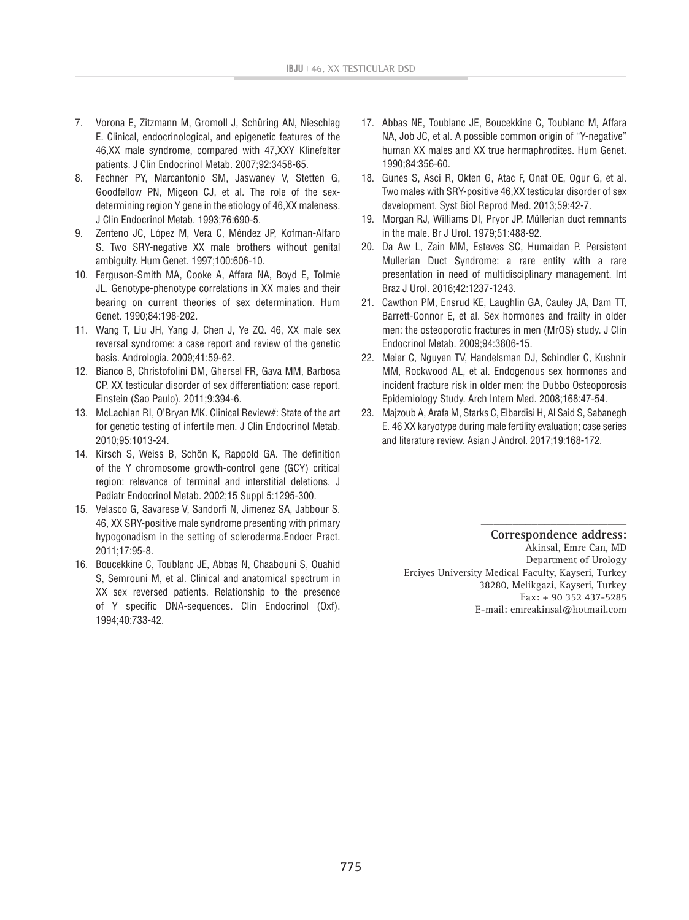7. Vorona E, Zitzmann M, Gromoll J, Schüring AN, Nieschlag E. Clinical, endocrinological, and epigenetic features of the 46,XX male syndrome, compared with 47,XXY Klinefelter patients. J Clin Endocrinol Metab. 2007;92:3458-65.
8. Fechner PY, Marcantonio SM, Jaswaney V, Stetten G, Goodfellow PN, Migeon CJ, et al. The role of the sex-determining region Y gene in the etiology of 46,XX maleness. J Clin Endocrinol Metab. 1993;76:690-5.
9. Zenteno JC, López M, Vera C, Méndez JP, Kofman-Alfaro S. Two SRY-negative XX male brothers without genital ambiguity. Hum Genet. 1997;100:606-10.
10. Ferguson-Smith MA, Cooke A, Affara NA, Boyd E, Tolmie JL. Genotype-phenotype correlations in XX males and their bearing on current theories of sex determination. Hum Genet. 1990;84:198-202.
11. Wang T, Liu JH, Yang J, Chen J, Ye ZQ. 46, XX male sex reversal syndrome: a case report and review of the genetic basis. Andrologia. 2009;41:59-62.
12. Bianco B, Christofolini DM, Ghersel FR, Gava MM, Barbosa CP. XX testicular disorder of sex differentiation: case report. Einstein (Sao Paulo). 2011;9:394-6.
13. McLachlan RI, O'Bryan MK. Clinical Review#: State of the art for genetic testing of infertile men. J Clin Endocrinol Metab. 2010;95:1013-24.
14. Kirsch S, Weiss B, Schön K, Rappold GA. The definition of the Y chromosome growth-control gene (GCY) critical region: relevance of terminal and interstitial deletions. J Pediatr Endocrinol Metab. 2002;15 Suppl 5:1295-300.
15. Velasco G, Savarese V, Sandorfi N, Jimenez SA, Jabbour S. 46, XX SRY-positive male syndrome presenting with primary hypogonadism in the setting of scleroderma.Endocr Pract. 2011;17:95-8.
16. Boucekkine C, Toublanc JE, Abbas N, Chaabouni S, Ouahid S, Semrouni M, et al. Clinical and anatomical spectrum in XX sex reversed patients. Relationship to the presence of Y specific DNA-sequences. Clin Endocrinol (Oxf). 1994;40:733-42.
17. Abbas NE, Toublanc JE, Boucekkine C, Toublanc M, Affara NA, Job JC, et al. A possible common origin of "Y-negative" human XX males and XX true hermaphrodites. Hum Genet. 1990;84:356-60.
18. Gunes S, Asci R, Okten G, Atac F, Onat OE, Ogur G, et al. Two males with SRY-positive 46,XX testicular disorder of sex development. Syst Biol Reprod Med. 2013;59:42-7.
19. Morgan RJ, Williams DI, Pryor JP. Müllerian duct remnants in the male. Br J Urol. 1979;51:488-92.
20. Da Aw L, Zain MM, Esteves SC, Humaidan P. Persistent Mullerian Duct Syndrome: a rare entity with a rare presentation in need of multidisciplinary management. Int Braz J Urol. 2016;42:1237-1243.
21. Cawthon PM, Ensrud KE, Laughlin GA, Cauley JA, Dam TT, Barrett-Connor E, et al. Sex hormones and frailty in older men: the osteoporotic fractures in men (MrOS) study. J Clin Endocrinol Metab. 2009;94:3806-15.
22. Meier C, Nguyen TV, Handelsman DJ, Schindler C, Kushnir MM, Rockwood AL, et al. Endogenous sex hormones and incident fracture risk in older men: the Dubbo Osteoporosis Epidemiology Study. Arch Intern Med. 2008;168:47-54.
23. Majzoub A, Arafa M, Starks C, Elbardisi H, Al Said S, Sabanegh E. 46 XX karyotype during male fertility evaluation; case series and literature review. Asian J Androl. 2017;19:168-172.

**Correspondence address:**
Akinsal, Emre Can, MD
Department of Urology
Erciyes University Medical Faculty, Kayseri, Turkey
38280, Melikgazi, Kayseri, Turkey
Fax: + 90 352 437-5285
E-mail: emreakinsal@hotmail.com